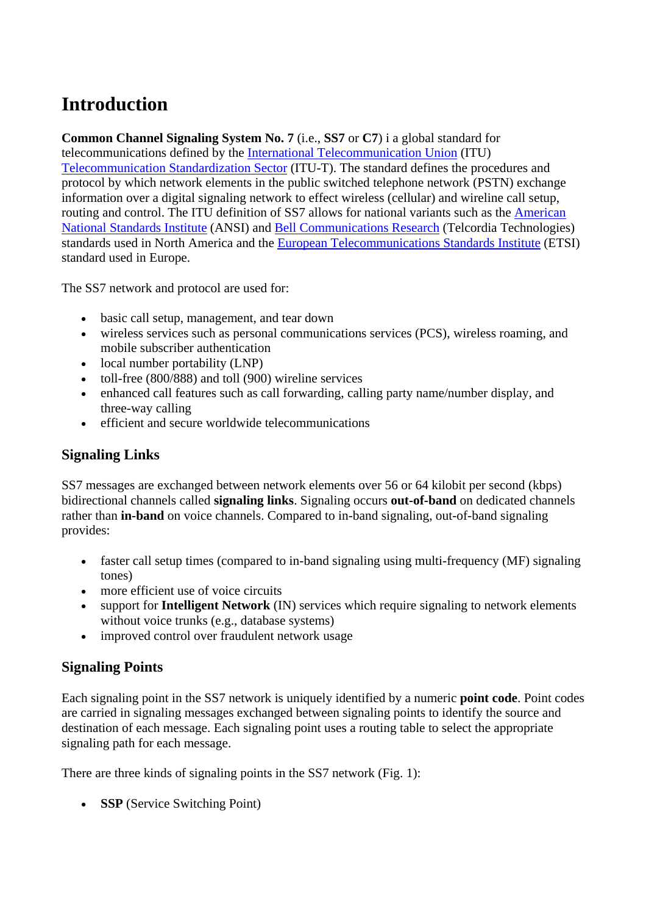# Introduction

**Common Channel Signaling System No. 7** (i.e., **SS7** or **C7**) i a global standard for telecommunications defined by the International Telecommunication Union (ITU) Telecommunication Standardization Sector (ITU-T). The standard defines the procedures and protocol by which network elements in the public switched telephone network (PSTN) exchange information over a digital signaling network to effect wireless (cellular) and wireline call setup, routing and control. The ITU definition of SS7 allows for national variants such as the American National Standards Institute (ANSI) and Bell Communications Research (Telcordia Technologies) standards used in North America and the European Telecommunications Standards Institute (ETSI) standard used in Europe.

The SS7 network and protocol are used for:

- basic call setup, management, and tear down
- wireless services such as personal communications services (PCS), wireless roaming, and mobile subscriber authentication
- local number portability (LNP)
- toll-free (800/888) and toll (900) wireline services
- enhanced call features such as call forwarding, calling party name/number display, and three-way calling
- efficient and secure worldwide telecommunications

## Signaling Links

SS7 messages are exchanged between network elements over 56 or 64 kilobit per second (kbps) bidirectional channels called **signaling links**. Signaling occurs **out-of-band** on dedicated channels rather than **in-band** on voice channels. Compared to in-band signaling, out-of-band signaling provides:

- faster call setup times (compared to in-band signaling using multi-frequency (MF) signaling tones)
- more efficient use of voice circuits
- support for **Intelligent Network** (IN) services which require signaling to network elements without voice trunks (e.g., database systems)
- improved control over fraudulent network usage

## Signaling Points

Each signaling point in the SS7 network is uniquely identified by a numeric **point code**. Point codes are carried in signaling messages exchanged between signaling points to identify the source and destination of each message. Each signaling point uses a routing table to select the appropriate signaling path for each message.

There are three kinds of signaling points in the SS7 network (Fig. 1):

- **SSP** (Service Switching Point)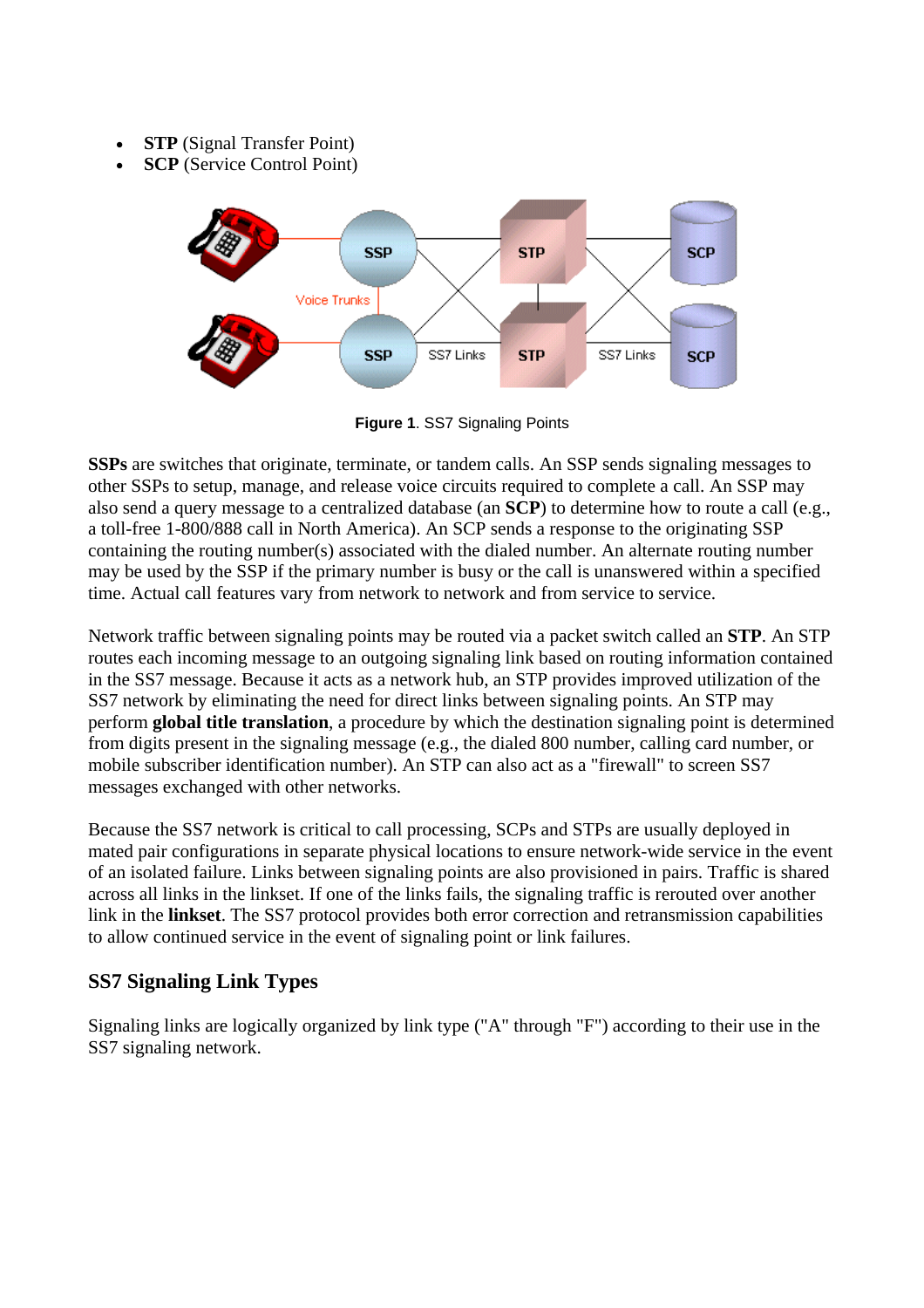- **STP** (Signal Transfer Point)
- **SCP** (Service Control Point)

**Figure 1**. SS7 Signaling Points

**SSPs** are switches that originate, terminate, or tandem calls. An SSP sends signaling messages to other SSPs to setup, manage, and release voice circuits required to complete a call. An SSP may also send a query message to a centralized database (an **SCP**) to determine how to route a call (e.g., a toll-free 1-800/888 call in North America). An SCP sends a response to the originating SSP containing the routing number(s) associated with the dialed number. An alternate routing number may be used by the SSP if the primary number is busy or the call is unanswered within a specified time. Actual call features vary from network to network and from service to service.

Network traffic between signaling points may be routed via a packet switch called an **STP**. An STP routes each incoming message to an outgoing signaling link based on routing information contained in the SS7 message. Because it acts as a network hub, an STP provides improved utilization of the SS7 network by eliminating the need for direct links between signaling points. An STP may perform **global title translation**, a procedure by which the destination signaling point is determined from digits present in the signaling message (e.g., the dialed 800 number, calling card number, or mobile subscriber identification number). An STP can also act as a "firewall" to screen SS7 messages exchanged with other networks.

Because the SS7 network is critical to call processing, SCPs and STPs are usually deployed in mated pair configurations in separate physical locations to ensure network-wide service in the event of an isolated failure. Links between signaling points are also provisioned in pairs. Traffic is shared across all links in the linkset. If one of the links fails, the signaling traffic is rerouted over another link in the **linkset**. The SS7 protocol provides both error correction and retransmission capabilities to allow continued service in the event of signaling point or link failures.

## SS7 Signaling Link Types

Signaling links are logically organized by link type ("A" through "F") according to their use in the SS7 signaling network.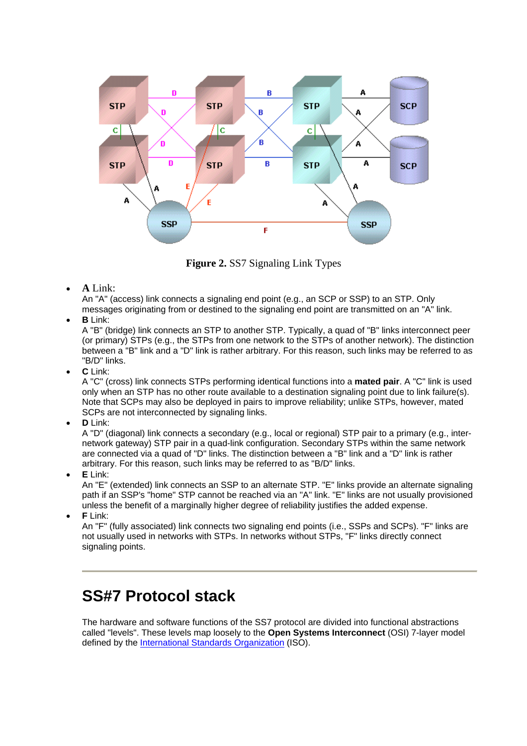**Figure 2.** SS7 Signaling Link Types

- **A** Link:
  An "A" (access) link connects a signaling end point (e.g., an SCP or SSP) to an STP. Only messages originating from or destined to the signaling end point are transmitted on an "A" link.
- **B** Link:
  A "B" (bridge) link connects an STP to another STP. Typically, a quad of "B" links interconnect peer (or primary) STPs (e.g., the STPs from one network to the STPs of another network). The distinction between a "B" link and a "D" link is rather arbitrary. For this reason, such links may be referred to as "B/D" links.
- **C** Link:
  A "C" (cross) link connects STPs performing identical functions into a **mated pair**. A "C" link is used only when an STP has no other route available to a destination signaling point due to link failure(s). Note that SCPs may also be deployed in pairs to improve reliability; unlike STPs, however, mated SCPs are not interconnected by signaling links.
- **D** Link:
  A "D" (diagonal) link connects a secondary (e.g., local or regional) STP pair to a primary (e.g., inter-network gateway) STP pair in a quad-link configuration. Secondary STPs within the same network are connected via a quad of "D" links. The distinction between a "B" link and a "D" link is rather arbitrary. For this reason, such links may be referred to as "B/D" links.
- **E** Link:
  An "E" (extended) link connects an SSP to an alternate STP. "E" links provide an alternate signaling path if an SSP's "home" STP cannot be reached via an "A" link. "E" links are not usually provisioned unless the benefit of a marginally higher degree of reliability justifies the added expense.
- **F** Link:
  An "F" (fully associated) link connects two signaling end points (i.e., SSPs and SCPs). "F" links are not usually used in networks with STPs. In networks without STPs, "F" links directly connect signaling points.

---

## SS#7 Protocol stack

The hardware and software functions of the SS7 protocol are divided into functional abstractions called "levels". These levels map loosely to the **Open Systems Interconnect** (OSI) 7-layer model defined by the International Standards Organization (ISO).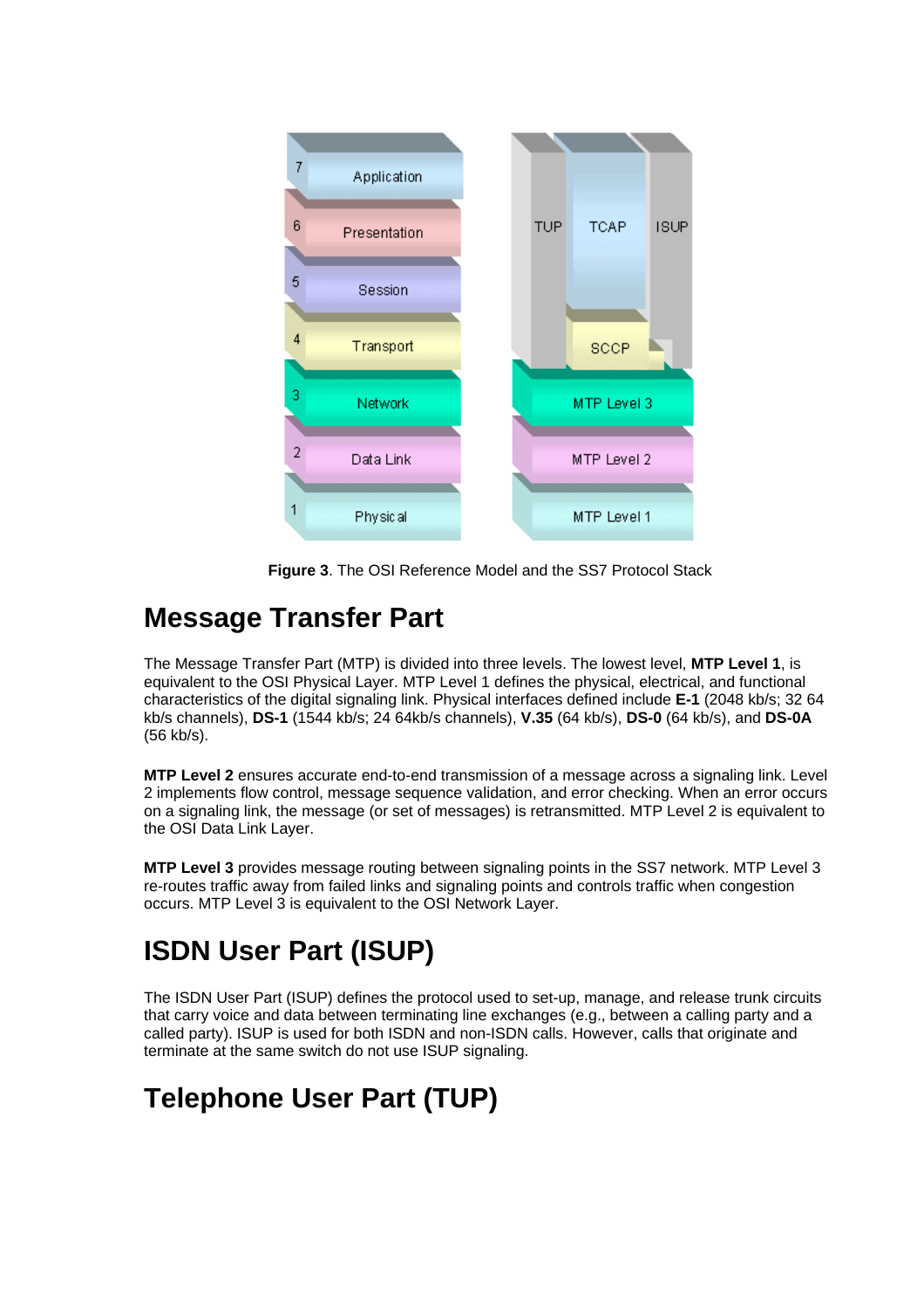**Figure 3**. The OSI Reference Model and the SS7 Protocol Stack

## Message Transfer Part

The Message Transfer Part (MTP) is divided into three levels. The lowest level, **MTP Level 1**, is equivalent to the OSI Physical Layer. MTP Level 1 defines the physical, electrical, and functional characteristics of the digital signaling link. Physical interfaces defined include **E-1** (2048 kb/s; 32 64 kb/s channels), **DS-1** (1544 kb/s; 24 64kb/s channels), **V.35** (64 kb/s), **DS-0** (64 kb/s), and **DS-0A** (56 kb/s).

**MTP Level 2** ensures accurate end-to-end transmission of a message across a signaling link. Level 2 implements flow control, message sequence validation, and error checking. When an error occurs on a signaling link, the message (or set of messages) is retransmitted. MTP Level 2 is equivalent to the OSI Data Link Layer.

**MTP Level 3** provides message routing between signaling points in the SS7 network. MTP Level 3 re-routes traffic away from failed links and signaling points and controls traffic when congestion occurs. MTP Level 3 is equivalent to the OSI Network Layer.

## ISDN User Part (ISUP)

The ISDN User Part (ISUP) defines the protocol used to set-up, manage, and release trunk circuits that carry voice and data between terminating line exchanges (e.g., between a calling party and a called party). ISUP is used for both ISDN and non-ISDN calls. However, calls that originate and terminate at the same switch do not use ISUP signaling.

## Telephone User Part (TUP)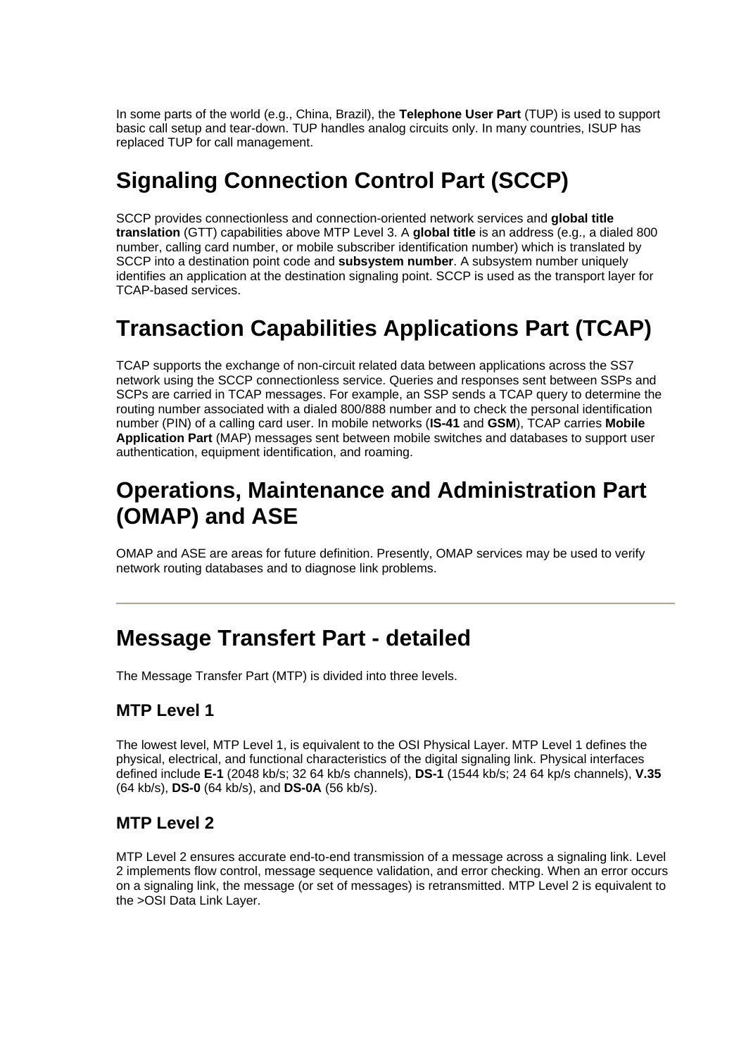In some parts of the world (e.g., China, Brazil), the **Telephone User Part** (TUP) is used to support basic call setup and tear-down. TUP handles analog circuits only. In many countries, ISUP has replaced TUP for call management.

## Signaling Connection Control Part (SCCP)

SCCP provides connectionless and connection-oriented network services and **global title translation** (GTT) capabilities above MTP Level 3. A **global title** is an address (e.g., a dialed 800 number, calling card number, or mobile subscriber identification number) which is translated by SCCP into a destination point code and **subsystem number**. A subsystem number uniquely identifies an application at the destination signaling point. SCCP is used as the transport layer for TCAP-based services.

## Transaction Capabilities Applications Part (TCAP)

TCAP supports the exchange of non-circuit related data between applications across the SS7 network using the SCCP connectionless service. Queries and responses sent between SSPs and SCPs are carried in TCAP messages. For example, an SSP sends a TCAP query to determine the routing number associated with a dialed 800/888 number and to check the personal identification number (PIN) of a calling card user. In mobile networks (**IS-41** and **GSM**), TCAP carries **Mobile Application Part** (MAP) messages sent between mobile switches and databases to support user authentication, equipment identification, and roaming.

## Operations, Maintenance and Administration Part (OMAP) and ASE

OMAP and ASE are areas for future definition. Presently, OMAP services may be used to verify network routing databases and to diagnose link problems.

---

## Message Transfert Part - detailed

The Message Transfer Part (MTP) is divided into three levels.

### MTP Level 1

The lowest level, MTP Level 1, is equivalent to the OSI Physical Layer. MTP Level 1 defines the physical, electrical, and functional characteristics of the digital signaling link. Physical interfaces defined include **E-1** (2048 kb/s; 32 64 kb/s channels), **DS-1** (1544 kb/s; 24 64 kp/s channels), **V.35** (64 kb/s), **DS-0** (64 kb/s), and **DS-0A** (56 kb/s).

### MTP Level 2

MTP Level 2 ensures accurate end-to-end transmission of a message across a signaling link. Level 2 implements flow control, message sequence validation, and error checking. When an error occurs on a signaling link, the message (or set of messages) is retransmitted. MTP Level 2 is equivalent to the >OSI Data Link Layer.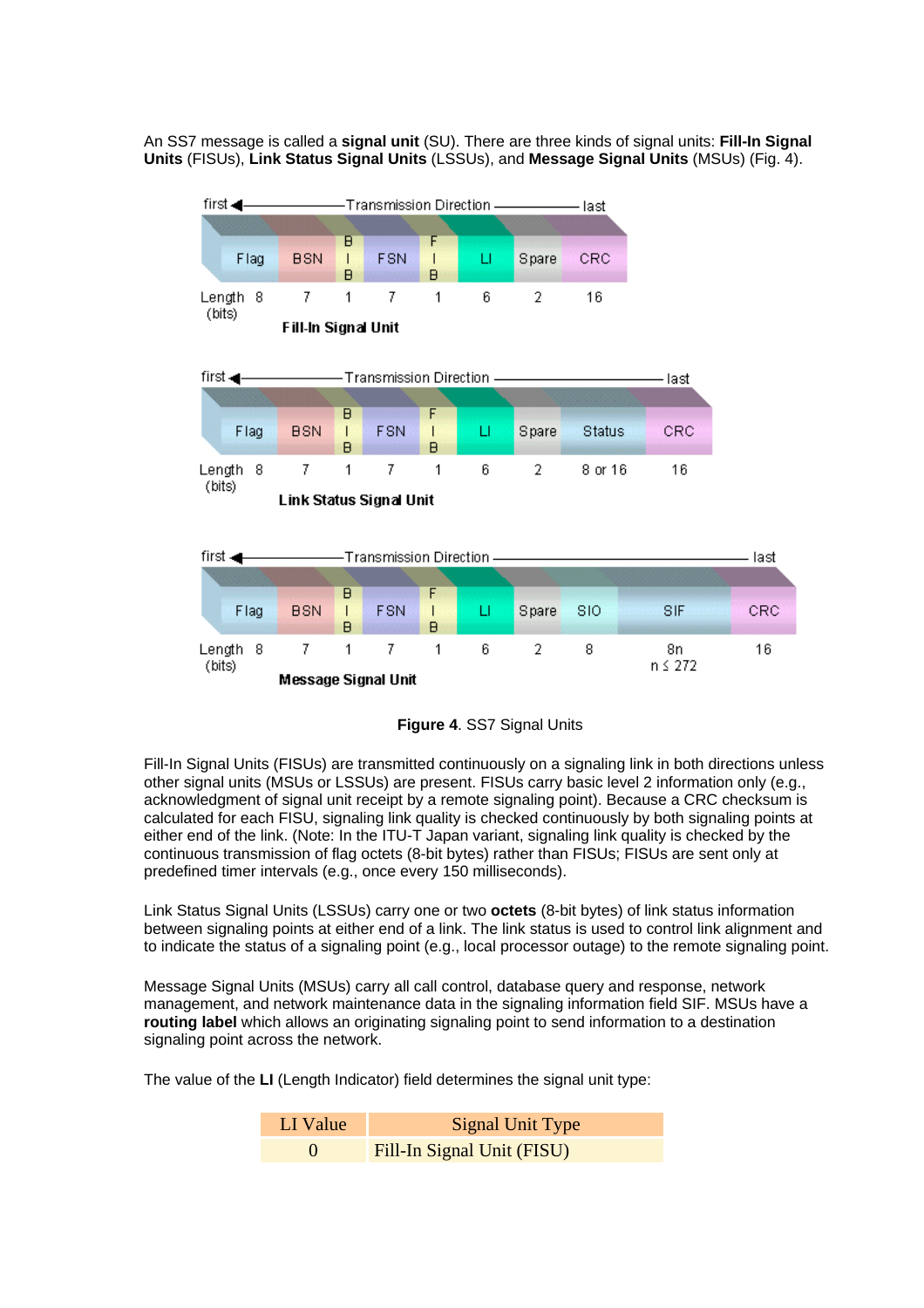An SS7 message is called a **signal unit** (SU). There are three kinds of signal units: **Fill-In Signal Units** (FISUs), **Link Status Signal Units** (LSSUs), and **Message Signal Units** (MSUs) (Fig. 4).

first ◀— Transmission Direction — last

| | Flag | BSN | BIB | FSN | FIB | LI | Spare | CRC |
|---|---|---|---|---|---|---|---|---|
| Length (bits) | 8 | 7 | 1 | 7 | 1 | 6 | 2 | 16 |

**Fill-In Signal Unit**

first ◀— Transmission Direction — last

| | Flag | BSN | BIB | FSN | FIB | LI | Spare | Status | CRC |
|---|---|---|---|---|---|---|---|---|---|
| Length (bits) | 8 | 7 | 1 | 7 | 1 | 6 | 2 | 8 or 16 | 16 |

**Link Status Signal Unit**

first ◀— Transmission Direction — last

| | Flag | BSN | BIB | FSN | FIB | LI | Spare | SIO | SIF | CRC |
|---|---|---|---|---|---|---|---|---|---|---|
| Length (bits) | 8 | 7 | 1 | 7 | 1 | 6 | 2 | 8 | 8n, $n \leq 272$ | 16 |

**Message Signal Unit**

**Figure 4**. SS7 Signal Units

Fill-In Signal Units (FISUs) are transmitted continuously on a signaling link in both directions unless other signal units (MSUs or LSSUs) are present. FISUs carry basic level 2 information only (e.g., acknowledgment of signal unit receipt by a remote signaling point). Because a CRC checksum is calculated for each FISU, signaling link quality is checked continuously by both signaling points at either end of the link. (Note: In the ITU-T Japan variant, signaling link quality is checked by the continuous transmission of flag octets (8-bit bytes) rather than FISUs; FISUs are sent only at predefined timer intervals (e.g., once every 150 milliseconds).

Link Status Signal Units (LSSUs) carry one or two **octets** (8-bit bytes) of link status information between signaling points at either end of a link. The link status is used to control link alignment and to indicate the status of a signaling point (e.g., local processor outage) to the remote signaling point.

Message Signal Units (MSUs) carry all call control, database query and response, network management, and network maintenance data in the signaling information field SIF. MSUs have a **routing label** which allows an originating signaling point to send information to a destination signaling point across the network.

The value of the **LI** (Length Indicator) field determines the signal unit type:

| LI Value | Signal Unit Type |
|---|---|
| 0 | Fill-In Signal Unit (FISU) |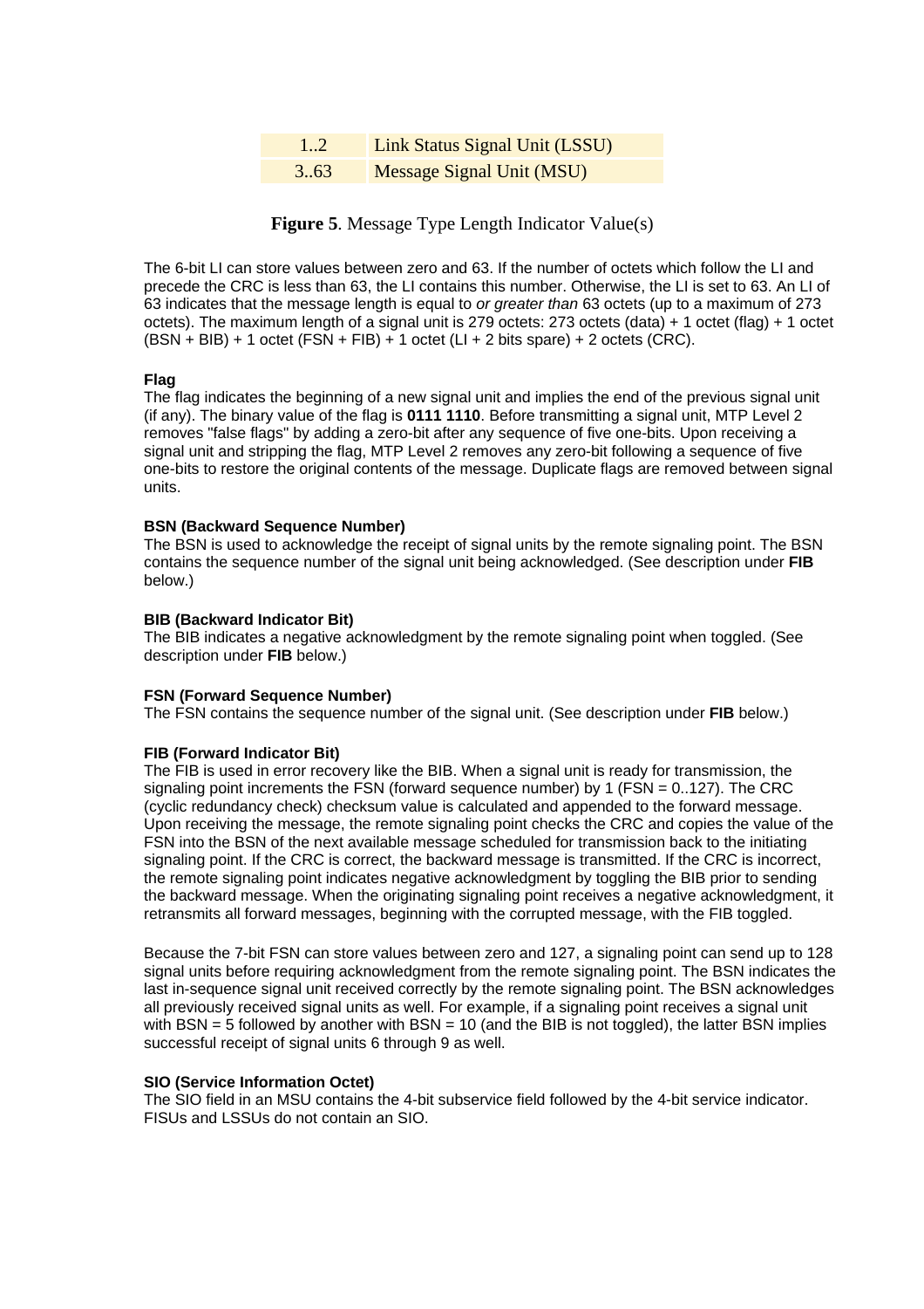| 1..2 | Link Status Signal Unit (LSSU) |
| --- | --- |
| 3..63 | Message Signal Unit (MSU) |

**Figure 5**. Message Type Length Indicator Value(s)

The 6-bit LI can store values between zero and 63. If the number of octets which follow the LI and precede the CRC is less than 63, the LI contains this number. Otherwise, the LI is set to 63. An LI of 63 indicates that the message length is equal to *or greater than* 63 octets (up to a maximum of 273 octets). The maximum length of a signal unit is 279 octets: 273 octets (data) + 1 octet (flag) + 1 octet (BSN + BIB) + 1 octet (FSN + FIB) + 1 octet (LI + 2 bits spare) + 2 octets (CRC).

**Flag**

The flag indicates the beginning of a new signal unit and implies the end of the previous signal unit (if any). The binary value of the flag is **0111 1110**. Before transmitting a signal unit, MTP Level 2 removes "false flags" by adding a zero-bit after any sequence of five one-bits. Upon receiving a signal unit and stripping the flag, MTP Level 2 removes any zero-bit following a sequence of five one-bits to restore the original contents of the message. Duplicate flags are removed between signal units.

**BSN (Backward Sequence Number)**

The BSN is used to acknowledge the receipt of signal units by the remote signaling point. The BSN contains the sequence number of the signal unit being acknowledged. (See description under **FIB** below.)

**BIB (Backward Indicator Bit)**

The BIB indicates a negative acknowledgment by the remote signaling point when toggled. (See description under **FIB** below.)

**FSN (Forward Sequence Number)**

The FSN contains the sequence number of the signal unit. (See description under **FIB** below.)

**FIB (Forward Indicator Bit)**

The FIB is used in error recovery like the BIB. When a signal unit is ready for transmission, the signaling point increments the FSN (forward sequence number) by 1 (FSN = 0..127). The CRC (cyclic redundancy check) checksum value is calculated and appended to the forward message. Upon receiving the message, the remote signaling point checks the CRC and copies the value of the FSN into the BSN of the next available message scheduled for transmission back to the initiating signaling point. If the CRC is correct, the backward message is transmitted. If the CRC is incorrect, the remote signaling point indicates negative acknowledgment by toggling the BIB prior to sending the backward message. When the originating signaling point receives a negative acknowledgment, it retransmits all forward messages, beginning with the corrupted message, with the FIB toggled.

Because the 7-bit FSN can store values between zero and 127, a signaling point can send up to 128 signal units before requiring acknowledgment from the remote signaling point. The BSN indicates the last in-sequence signal unit received correctly by the remote signaling point. The BSN acknowledges all previously received signal units as well. For example, if a signaling point receives a signal unit with BSN = 5 followed by another with BSN = 10 (and the BIB is not toggled), the latter BSN implies successful receipt of signal units 6 through 9 as well.

**SIO (Service Information Octet)**

The SIO field in an MSU contains the 4-bit subservice field followed by the 4-bit service indicator. FISUs and LSSUs do not contain an SIO.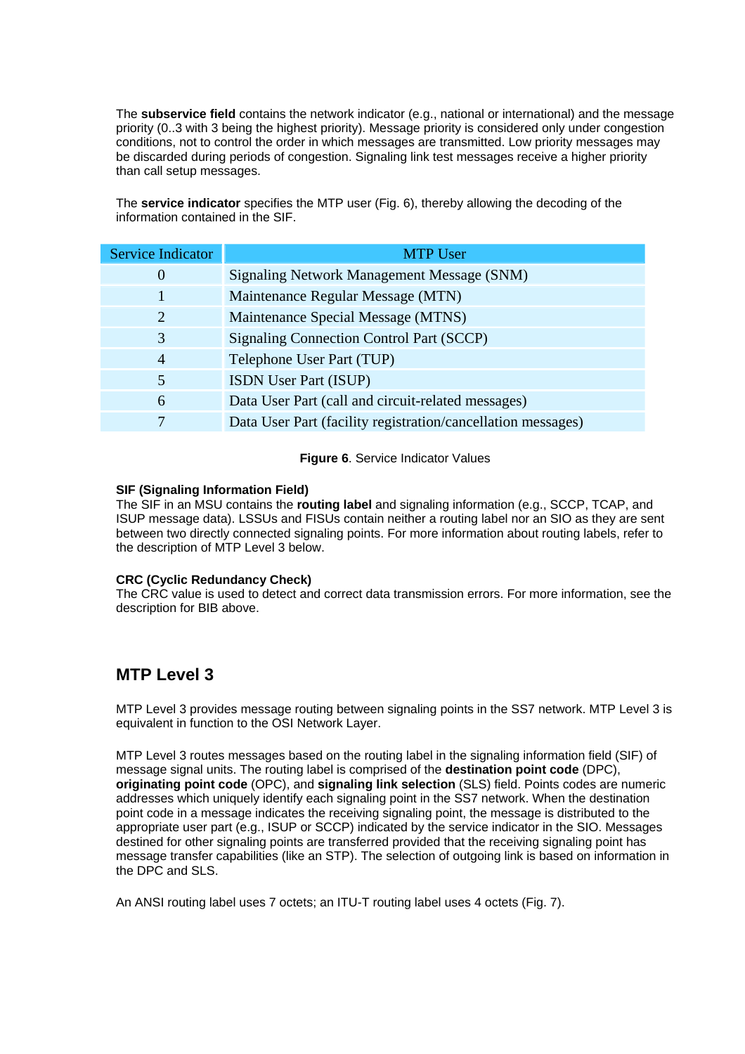The **subservice field** contains the network indicator (e.g., national or international) and the message priority (0..3 with 3 being the highest priority). Message priority is considered only under congestion conditions, not to control the order in which messages are transmitted. Low priority messages may be discarded during periods of congestion. Signaling link test messages receive a higher priority than call setup messages.

The **service indicator** specifies the MTP user (Fig. 6), thereby allowing the decoding of the information contained in the SIF.

| Service Indicator | MTP User |
|---|---|
| 0 | Signaling Network Management Message (SNM) |
| 1 | Maintenance Regular Message (MTN) |
| 2 | Maintenance Special Message (MTNS) |
| 3 | Signaling Connection Control Part (SCCP) |
| 4 | Telephone User Part (TUP) |
| 5 | ISDN User Part (ISUP) |
| 6 | Data User Part (call and circuit-related messages) |
| 7 | Data User Part (facility registration/cancellation messages) |

**Figure 6**. Service Indicator Values

**SIF (Signaling Information Field)**
The SIF in an MSU contains the **routing label** and signaling information (e.g., SCCP, TCAP, and ISUP message data). LSSUs and FISUs contain neither a routing label nor an SIO as they are sent between two directly connected signaling points. For more information about routing labels, refer to the description of MTP Level 3 below.

**CRC (Cyclic Redundancy Check)**
The CRC value is used to detect and correct data transmission errors. For more information, see the description for BIB above.

## MTP Level 3

MTP Level 3 provides message routing between signaling points in the SS7 network. MTP Level 3 is equivalent in function to the OSI Network Layer.

MTP Level 3 routes messages based on the routing label in the signaling information field (SIF) of message signal units. The routing label is comprised of the **destination point code** (DPC), **originating point code** (OPC), and **signaling link selection** (SLS) field. Points codes are numeric addresses which uniquely identify each signaling point in the SS7 network. When the destination point code in a message indicates the receiving signaling point, the message is distributed to the appropriate user part (e.g., ISUP or SCCP) indicated by the service indicator in the SIO. Messages destined for other signaling points are transferred provided that the receiving signaling point has message transfer capabilities (like an STP). The selection of outgoing link is based on information in the DPC and SLS.

An ANSI routing label uses 7 octets; an ITU-T routing label uses 4 octets (Fig. 7).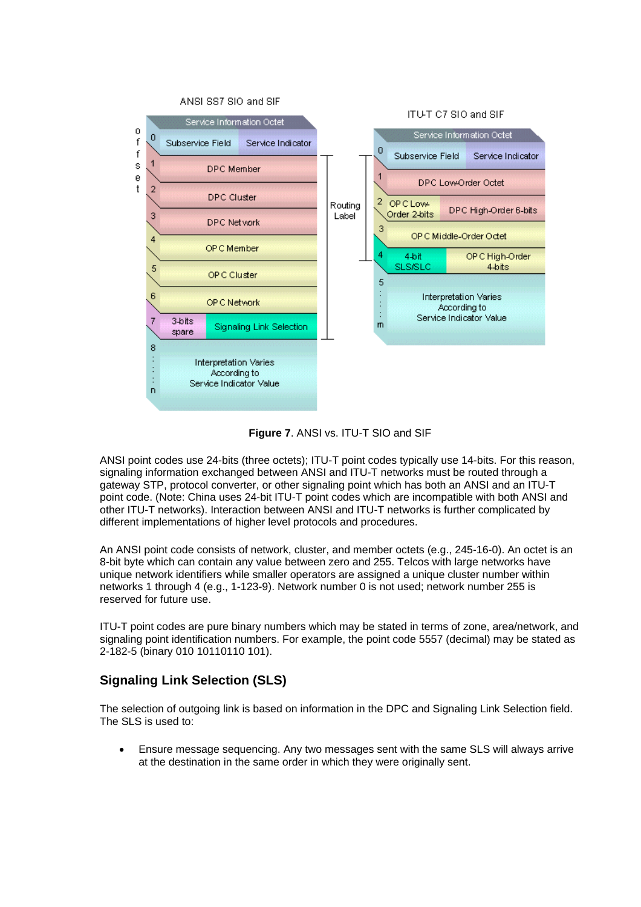ANSI SS7 SIO and SIF

| Offset | Field | |
|---|---|---|
| | Service Information Octet | |
| 0 | Subservice Field | Service Indicator |
| 1 | DPC Member | |
| 2 | DPC Cluster | |
| 3 | DPC Network | |
| 4 | OPC Member | |
| 5 | OPC Cluster | |
| 6 | OPC Network | |
| 7 | 3-bits spare | Signaling Link Selection |
| 8 ... n | Interpretation Varies According to Service Indicator Value | |

Routing Label (offsets 1–7)

ITU-T C7 SIO and SIF

| Offset | Field | |
|---|---|---|
| | Service Information Octet | |
| 0 | Subservice Field | Service Indicator |
| 1 | DPC Low-Order Octet | |
| 2 | OPC Low-Order 2-bits | DPC High-Order 6-bits |
| 3 | OPC Middle-Order Octet | |
| 4 | 4-bit SLS/SLC | OPC High-Order 4-bits |
| 5 ... m | Interpretation Varies According to Service Indicator Value | |

Routing Label (offsets 1–4)

**Figure 7**. ANSI vs. ITU-T SIO and SIF

ANSI point codes use 24-bits (three octets); ITU-T point codes typically use 14-bits. For this reason, signaling information exchanged between ANSI and ITU-T networks must be routed through a gateway STP, protocol converter, or other signaling point which has both an ANSI and an ITU-T point code. (Note: China uses 24-bit ITU-T point codes which are incompatible with both ANSI and other ITU-T networks). Interaction between ANSI and ITU-T networks is further complicated by different implementations of higher level protocols and procedures.

An ANSI point code consists of network, cluster, and member octets (e.g., 245-16-0). An octet is an 8-bit byte which can contain any value between zero and 255. Telcos with large networks have unique network identifiers while smaller operators are assigned a unique cluster number within networks 1 through 4 (e.g., 1-123-9). Network number 0 is not used; network number 255 is reserved for future use.

ITU-T point codes are pure binary numbers which may be stated in terms of zone, area/network, and signaling point identification numbers. For example, the point code 5557 (decimal) may be stated as 2-182-5 (binary 010 10110110 101).

## Signaling Link Selection (SLS)

The selection of outgoing link is based on information in the DPC and Signaling Link Selection field. The SLS is used to:

- Ensure message sequencing. Any two messages sent with the same SLS will always arrive at the destination in the same order in which they were originally sent.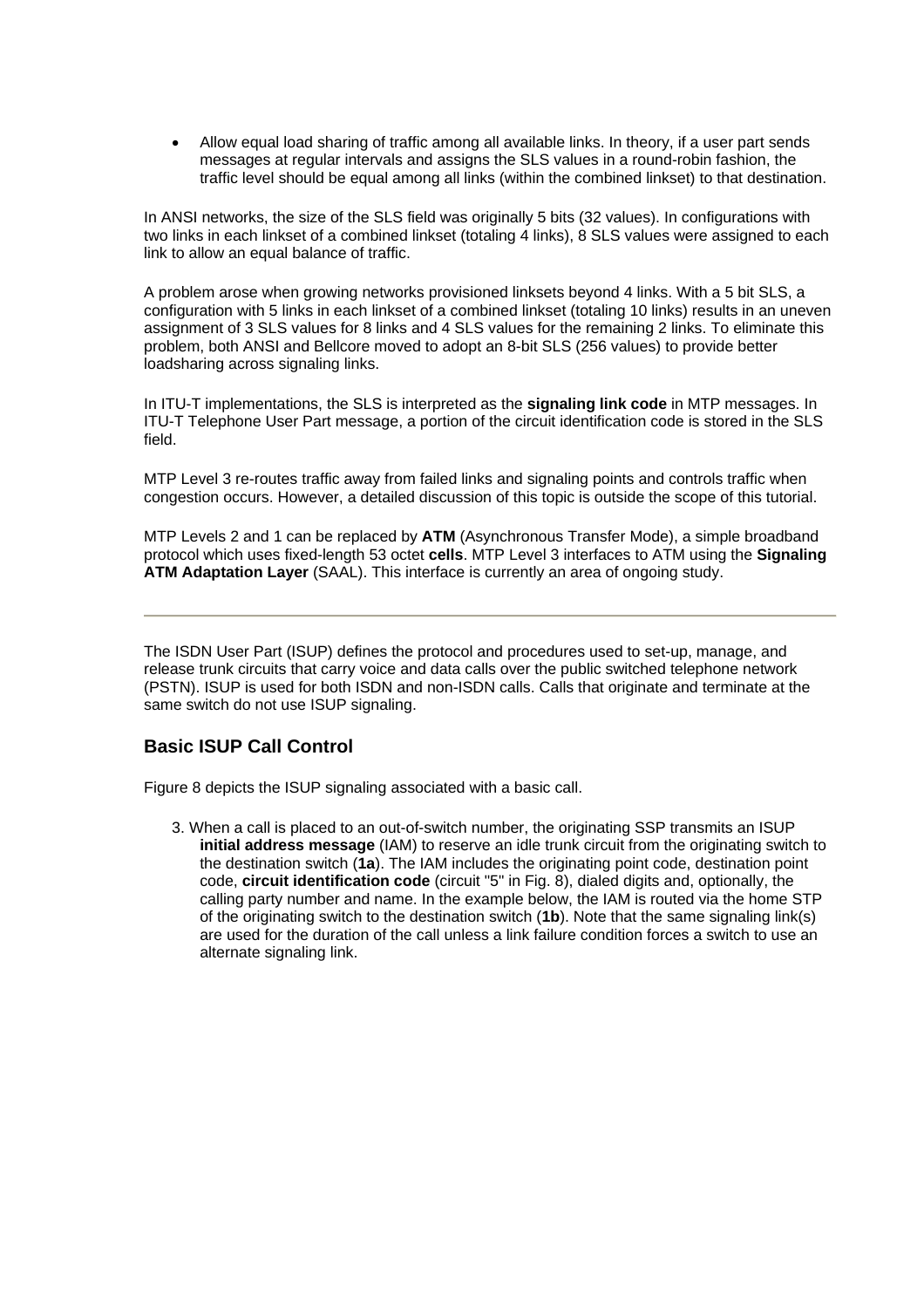- Allow equal load sharing of traffic among all available links. In theory, if a user part sends messages at regular intervals and assigns the SLS values in a round-robin fashion, the traffic level should be equal among all links (within the combined linkset) to that destination.

In ANSI networks, the size of the SLS field was originally 5 bits (32 values). In configurations with two links in each linkset of a combined linkset (totaling 4 links), 8 SLS values were assigned to each link to allow an equal balance of traffic.

A problem arose when growing networks provisioned linksets beyond 4 links. With a 5 bit SLS, a configuration with 5 links in each linkset of a combined linkset (totaling 10 links) results in an uneven assignment of 3 SLS values for 8 links and 4 SLS values for the remaining 2 links. To eliminate this problem, both ANSI and Bellcore moved to adopt an 8-bit SLS (256 values) to provide better loadsharing across signaling links.

In ITU-T implementations, the SLS is interpreted as the **signaling link code** in MTP messages. In ITU-T Telephone User Part message, a portion of the circuit identification code is stored in the SLS field.

MTP Level 3 re-routes traffic away from failed links and signaling points and controls traffic when congestion occurs. However, a detailed discussion of this topic is outside the scope of this tutorial.

MTP Levels 2 and 1 can be replaced by **ATM** (Asynchronous Transfer Mode), a simple broadband protocol which uses fixed-length 53 octet **cells**. MTP Level 3 interfaces to ATM using the **Signaling ATM Adaptation Layer** (SAAL). This interface is currently an area of ongoing study.

---

The ISDN User Part (ISUP) defines the protocol and procedures used to set-up, manage, and release trunk circuits that carry voice and data calls over the public switched telephone network (PSTN). ISUP is used for both ISDN and non-ISDN calls. Calls that originate and terminate at the same switch do not use ISUP signaling.

## Basic ISUP Call Control

Figure 8 depicts the ISUP signaling associated with a basic call.

3. When a call is placed to an out-of-switch number, the originating SSP transmits an ISUP **initial address message** (IAM) to reserve an idle trunk circuit from the originating switch to the destination switch (**1a**). The IAM includes the originating point code, destination point code, **circuit identification code** (circuit "5" in Fig. 8), dialed digits and, optionally, the calling party number and name. In the example below, the IAM is routed via the home STP of the originating switch to the destination switch (**1b**). Note that the same signaling link(s) are used for the duration of the call unless a link failure condition forces a switch to use an alternate signaling link.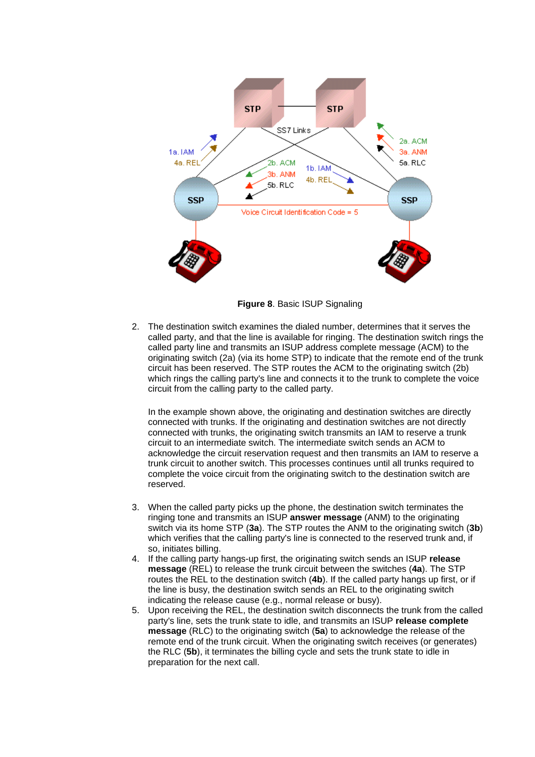**Figure 8**. Basic ISUP Signaling

2. The destination switch examines the dialed number, determines that it serves the called party, and that the line is available for ringing. The destination switch rings the called party line and transmits an ISUP address complete message (ACM) to the originating switch (2a) (via its home STP) to indicate that the remote end of the trunk circuit has been reserved. The STP routes the ACM to the originating switch (2b) which rings the calling party's line and connects it to the trunk to complete the voice circuit from the calling party to the called party.

   In the example shown above, the originating and destination switches are directly connected with trunks. If the originating and destination switches are not directly connected with trunks, the originating switch transmits an IAM to reserve a trunk circuit to an intermediate switch. The intermediate switch sends an ACM to acknowledge the circuit reservation request and then transmits an IAM to reserve a trunk circuit to another switch. This processes continues until all trunks required to complete the voice circuit from the originating switch to the destination switch are reserved.

3. When the called party picks up the phone, the destination switch terminates the ringing tone and transmits an ISUP **answer message** (ANM) to the originating switch via its home STP (**3a**). The STP routes the ANM to the originating switch (**3b**) which verifies that the calling party's line is connected to the reserved trunk and, if so, initiates billing.
4. If the calling party hangs-up first, the originating switch sends an ISUP **release message** (REL) to release the trunk circuit between the switches (**4a**). The STP routes the REL to the destination switch (**4b**). If the called party hangs up first, or if the line is busy, the destination switch sends an REL to the originating switch indicating the release cause (e.g., normal release or busy).
5. Upon receiving the REL, the destination switch disconnects the trunk from the called party's line, sets the trunk state to idle, and transmits an ISUP **release complete message** (RLC) to the originating switch (**5a**) to acknowledge the release of the remote end of the trunk circuit. When the originating switch receives (or generates) the RLC (**5b**), it terminates the billing cycle and sets the trunk state to idle in preparation for the next call.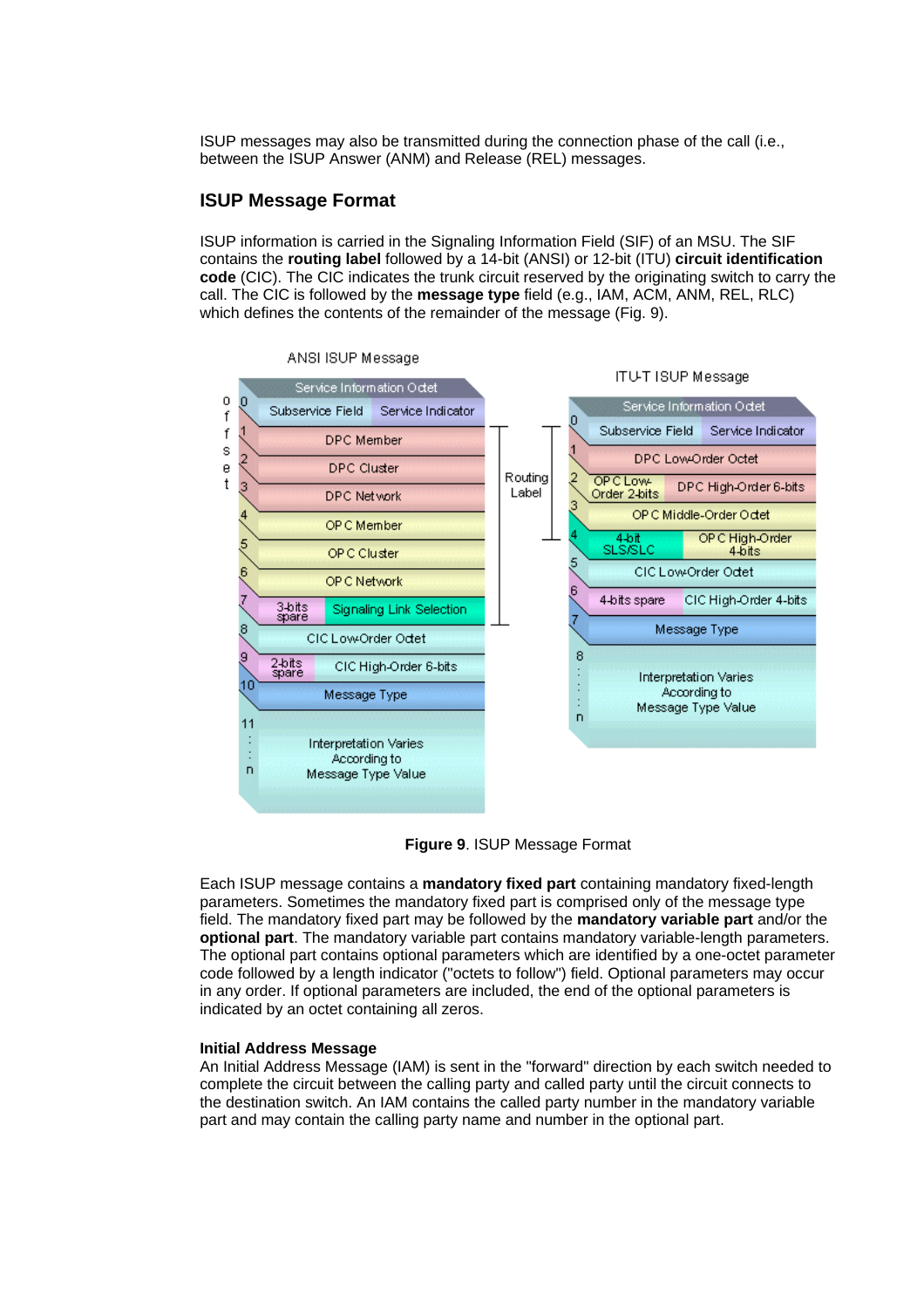ISUP messages may also be transmitted during the connection phase of the call (i.e., between the ISUP Answer (ANM) and Release (REL) messages.

## ISUP Message Format

ISUP information is carried in the Signaling Information Field (SIF) of an MSU. The SIF contains the **routing label** followed by a 14-bit (ANSI) or 12-bit (ITU) **circuit identification code** (CIC). The CIC indicates the trunk circuit reserved by the originating switch to carry the call. The CIC is followed by the **message type** field (e.g., IAM, ACM, ANM, REL, RLC) which defines the contents of the remainder of the message (Fig. 9).

**ANSI ISUP Message**

| Offset | Field | |
|---|---|---|
| | Service Information Octet | |
| 0 | Subservice Field | Service Indicator |
| 1 | DPC Member | |
| 2 | DPC Cluster | |
| 3 | DPC Network | |
| 4 | OPC Member | |
| 5 | OPC Cluster | |
| 6 | OPC Network | |
| 7 | 3-bits spare | Signaling Link Selection |
| 8 | CIC Low-Order Octet | |
| 9 | 2-bits spare | CIC High-Order 6-bits |
| 10 | Message Type | |
| 11 … n | Interpretation Varies According to Message Type Value | |

Routing Label: offsets 1–7

**ITU-T ISUP Message**

| Offset | Field | |
|---|---|---|
| | Service Information Octet | |
| 0 | Subservice Field | Service Indicator |
| 1 | DPC Low-Order Octet | |
| 2 | OPC Low-Order 2-bits | DPC High-Order 6-bits |
| 3 | OPC Middle-Order Octet | |
| 4 | 4-bit SLS/SLC | OPC High-Order 4-bits |
| 5 | CIC Low-Order Octet | |
| 6 | 4-bits spare | CIC High-Order 4-bits |
| 7 | Message Type | |
| 8 … n | Interpretation Varies According to Message Type Value | |

Routing Label: offsets 1–4

**Figure 9**. ISUP Message Format

Each ISUP message contains a **mandatory fixed part** containing mandatory fixed-length parameters. Sometimes the mandatory fixed part is comprised only of the message type field. The mandatory fixed part may be followed by the **mandatory variable part** and/or the **optional part**. The mandatory variable part contains mandatory variable-length parameters. The optional part contains optional parameters which are identified by a one-octet parameter code followed by a length indicator ("octets to follow") field. Optional parameters may occur in any order. If optional parameters are included, the end of the optional parameters is indicated by an octet containing all zeros.

#### Initial Address Message

An Initial Address Message (IAM) is sent in the "forward" direction by each switch needed to complete the circuit between the calling party and called party until the circuit connects to the destination switch. An IAM contains the called party number in the mandatory variable part and may contain the calling party name and number in the optional part.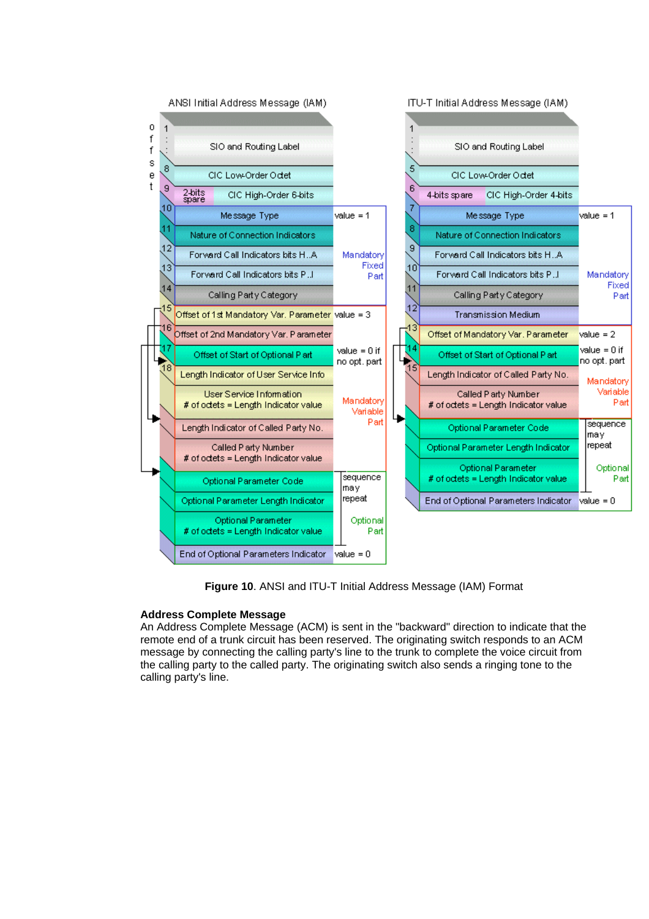**ANSI Initial Address Message (IAM)**

| offset | Field | Value | Part |
| --- | --- | --- | --- |
| 1 : : | SIO and Routing Label | | |
| 8 | CIC Low-Order Octet | | |
| 9 | 2-bits spare / CIC High-Order 6-bits | | |
| 10 | Message Type | value = 1 | Mandatory Fixed Part |
| 11 | Nature of Connection Indicators | | Mandatory Fixed Part |
| 12 | Forward Call Indicators bits H..A | | Mandatory Fixed Part |
| 13 | Forward Call Indicators bits P..I | | Mandatory Fixed Part |
| 14 | Calling Party Category | | Mandatory Fixed Part |
| 15 | Offset of 1st Mandatory Var. Parameter | value = 3 | Mandatory Variable Part |
| 16 | Offset of 2nd Mandatory Var. Parameter | | Mandatory Variable Part |
| 17 | Offset of Start of Optional Part | value = 0 if no opt. part | Mandatory Variable Part |
| 18 | Length Indicator of User Service Info | | Mandatory Variable Part |
| | User Service Information # of octets = Length Indicator value | | Mandatory Variable Part |
| | Length Indicator of Called Party No. | | Mandatory Variable Part |
| | Called Party Number # of octets = Length Indicator value | | Mandatory Variable Part |
| | Optional Parameter Code | sequence may repeat | Optional Part |
| | Optional Parameter Length Indicator | sequence may repeat | Optional Part |
| | Optional Parameter # of octets = Length Indicator value | sequence may repeat | Optional Part |
| | End of Optional Parameters Indicator | value = 0 | Optional Part |

**ITU-T Initial Address Message (IAM)**

| offset | Field | Value | Part |
| --- | --- | --- | --- |
| 1 : : | SIO and Routing Label | | |
| 5 | CIC Low-Order Octet | | |
| 6 | 4-bits spare / CIC High-Order 4-bits | | |
| 7 | Message Type | value = 1 | Mandatory Fixed Part |
| 8 | Nature of Connection Indicators | | Mandatory Fixed Part |
| 9 | Forward Call Indicators bits H..A | | Mandatory Fixed Part |
| 10 | Forward Call Indicators bits P..I | | Mandatory Fixed Part |
| 11 | Calling Party Category | | Mandatory Fixed Part |
| 12 | Transmission Medium | | Mandatory Fixed Part |
| 13 | Offset of Mandatory Var. Parameter | value = 2 | Mandatory Variable Part |
| 14 | Offset of Start of Optional Part | value = 0 if no opt. part | Mandatory Variable Part |
| 15 | Length Indicator of Called Party No. | | Mandatory Variable Part |
| | Called Party Number # of octets = Length Indicator value | | Mandatory Variable Part |
| | Optional Parameter Code | sequence may repeat | Optional Part |
| | Optional Parameter Length Indicator | sequence may repeat | Optional Part |
| | Optional Parameter # of octets = Length Indicator value | sequence may repeat | Optional Part |
| | End of Optional Parameters Indicator | value = 0 | Optional Part |

**Figure 10**. ANSI and ITU-T Initial Address Message (IAM) Format

### Address Complete Message

An Address Complete Message (ACM) is sent in the "backward" direction to indicate that the remote end of a trunk circuit has been reserved. The originating switch responds to an ACM message by connecting the calling party's line to the trunk to complete the voice circuit from the calling party to the called party. The originating switch also sends a ringing tone to the calling party's line.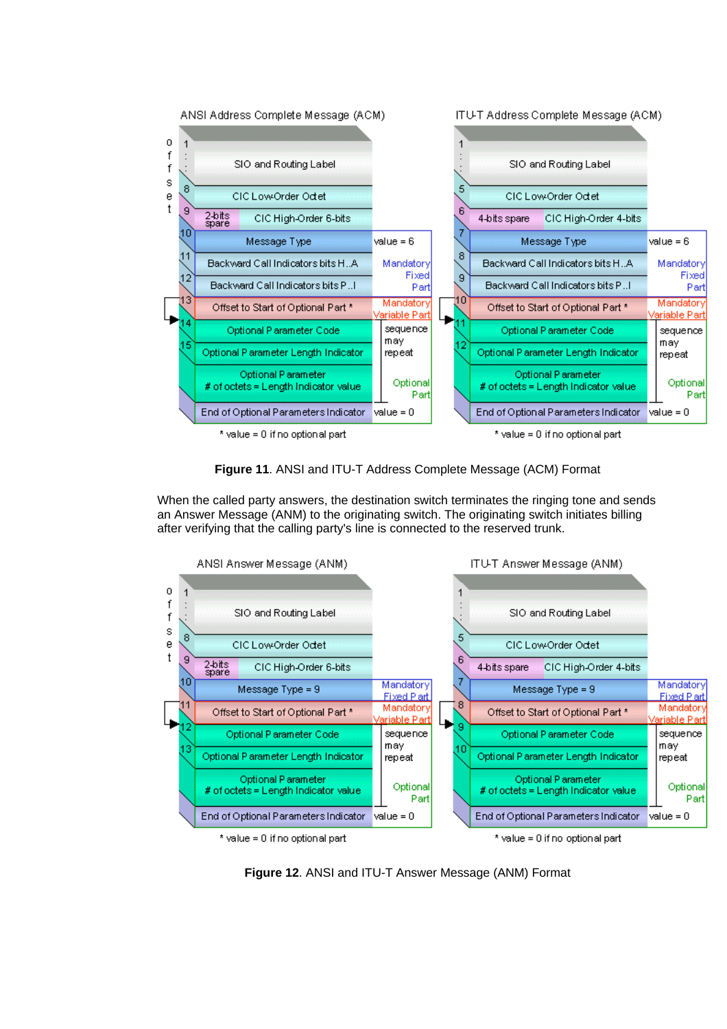**Figure 11**. ANSI and ITU-T Address Complete Message (ACM) Format

When the called party answers, the destination switch terminates the ringing tone and sends an Answer Message (ANM) to the originating switch. The originating switch initiates billing after verifying that the calling party's line is connected to the reserved trunk.

**Figure 12**. ANSI and ITU-T Answer Message (ANM) Format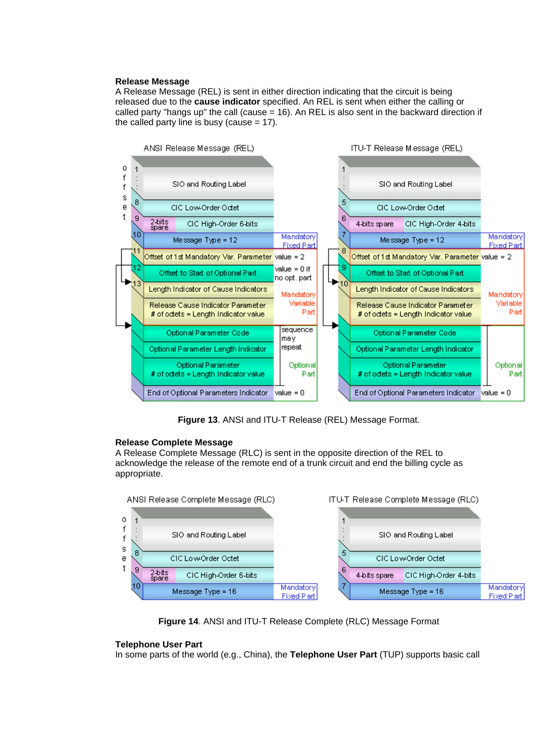**Release Message**

A Release Message (REL) is sent in either direction indicating that the circuit is being released due to the **cause indicator** specified. An REL is sent when either the calling or called party "hangs up" the call (cause = 16). An REL is also sent in the backward direction if the called party line is busy (cause = 17).

| Offset | ANSI Release Message (REL) | | Offset | ITU-T Release Message (REL) | |
|---|---|---|---|---|---|
| 1 : : | SIO and Routing Label | | 1 : : | SIO and Routing Label | |
| 8 | CIC Low-Order Octet | | 5 | CIC Low-Order Octet | |
| 9 | 2-bits spare / CIC High-Order 6-bits | | 6 | 4-bits spare / CIC High-Order 4-bits | |
| 10 | Message Type = 12 | Mandatory Fixed Part | 7 | Message Type = 12 | Mandatory Fixed Part |
| 11 | Offset of 1st Mandatory Var. Parameter | value = 2 | 8 | Offset of 1st Mandatory Var. Parameter | value = 2 |
| 12 | Offset to Start of Optional Part | value = 0 if no opt. part | 9 | Offset to Start of Optional Part | |
| 13 | Length Indicator of Cause Indicators | Mandatory Variable Part | 10 | Length Indicator of Cause Indicators | Mandatory Variable Part |
| | Release Cause Indicator Parameter # of octets = Length Indicator value | | | Release Cause Indicator Parameter # of octets = Length Indicator value | |
| | Optional Parameter Code | sequence may repeat | | Optional Parameter Code | |
| | Optional Parameter Length Indicator | | | Optional Parameter Length Indicator | |
| | Optional Parameter # of octets = Length Indicator value | Optional Part | | Optional Parameter # of octets = Length Indicator value | Optional Part |
| | End of Optional Parameters Indicator | value = 0 | | End of Optional Parameters Indicator | value = 0 |

**Figure 13**. ANSI and ITU-T Release (REL) Message Format.

**Release Complete Message**

A Release Complete Message (RLC) is sent in the opposite direction of the REL to acknowledge the release of the remote end of a trunk circuit and end the billing cycle as appropriate.

| Offset | ANSI Release Complete Message (RLC) | | Offset | ITU-T Release Complete Message (RLC) | |
|---|---|---|---|---|---|
| 1 : : | SIO and Routing Label | | 1 : : | SIO and Routing Label | |
| 8 | CIC Low-Order Octet | | 5 | CIC Low-Order Octet | |
| 9 | 2-bits spare / CIC High-Order 6-bits | | 6 | 4-bits spare / CIC High-Order 4-bits | |
| 10 | Message Type = 16 | Mandatory Fixed Part | 7 | Message Type = 16 | Mandatory Fixed Part |

**Figure 14**. ANSI and ITU-T Release Complete (RLC) Message Format

**Telephone User Part**

In some parts of the world (e.g., China), the **Telephone User Part** (TUP) supports basic call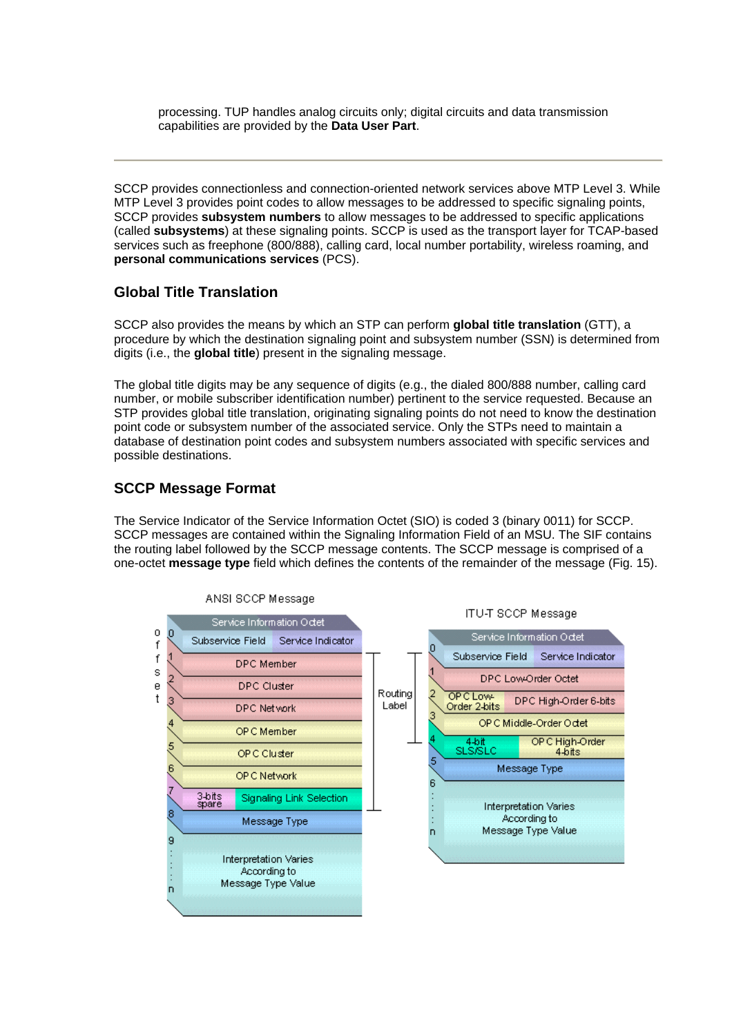processing. TUP handles analog circuits only; digital circuits and data transmission capabilities are provided by the **Data User Part**.

---

SCCP provides connectionless and connection-oriented network services above MTP Level 3. While MTP Level 3 provides point codes to allow messages to be addressed to specific signaling points, SCCP provides **subsystem numbers** to allow messages to be addressed to specific applications (called **subsystems**) at these signaling points. SCCP is used as the transport layer for TCAP-based services such as freephone (800/888), calling card, local number portability, wireless roaming, and **personal communications services** (PCS).

### Global Title Translation

SCCP also provides the means by which an STP can perform **global title translation** (GTT), a procedure by which the destination signaling point and subsystem number (SSN) is determined from digits (i.e., the **global title**) present in the signaling message.

The global title digits may be any sequence of digits (e.g., the dialed 800/888 number, calling card number, or mobile subscriber identification number) pertinent to the service requested. Because an STP provides global title translation, originating signaling points do not need to know the destination point code or subsystem number of the associated service. Only the STPs need to maintain a database of destination point codes and subsystem numbers associated with specific services and possible destinations.

### SCCP Message Format

The Service Indicator of the Service Information Octet (SIO) is coded 3 (binary 0011) for SCCP. SCCP messages are contained within the Signaling Information Field of an MSU. The SIF contains the routing label followed by the SCCP message contents. The SCCP message is comprised of a one-octet **message type** field which defines the contents of the remainder of the message (Fig. 15).

**ANSI SCCP Message**

| Offset | Field | |
|---|---|---|
| | Service Information Octet | |
| 0 | Subservice Field | Service Indicator |
| 1 | DPC Member | |
| 2 | DPC Cluster | |
| 3 | DPC Network | |
| 4 | OPC Member | |
| 5 | OPC Cluster | |
| 6 | OPC Network | |
| 7 | 3-bits spare | Signaling Link Selection |
| 8 | Message Type | |
| 9 ... n | Interpretation Varies According to Message Type Value | |

**ITU-T SCCP Message**

| Offset | Field | |
|---|---|---|
| | Service Information Octet | |
| 0 | Subservice Field | Service Indicator |
| 1 | DPC Low-Order Octet | |
| 2 | OPC Low-Order 2-bits | DPC High-Order 6-bits |
| 3 | OPC Middle-Order Octet | |
| 4 | 4-bit SLS/SLC | OPC High-Order 4-bits |
| 5 | Message Type | |
| 6 ... n | Interpretation Varies According to Message Type Value | |

Routing Label: ANSI offsets 1–7; ITU-T offsets 1–4.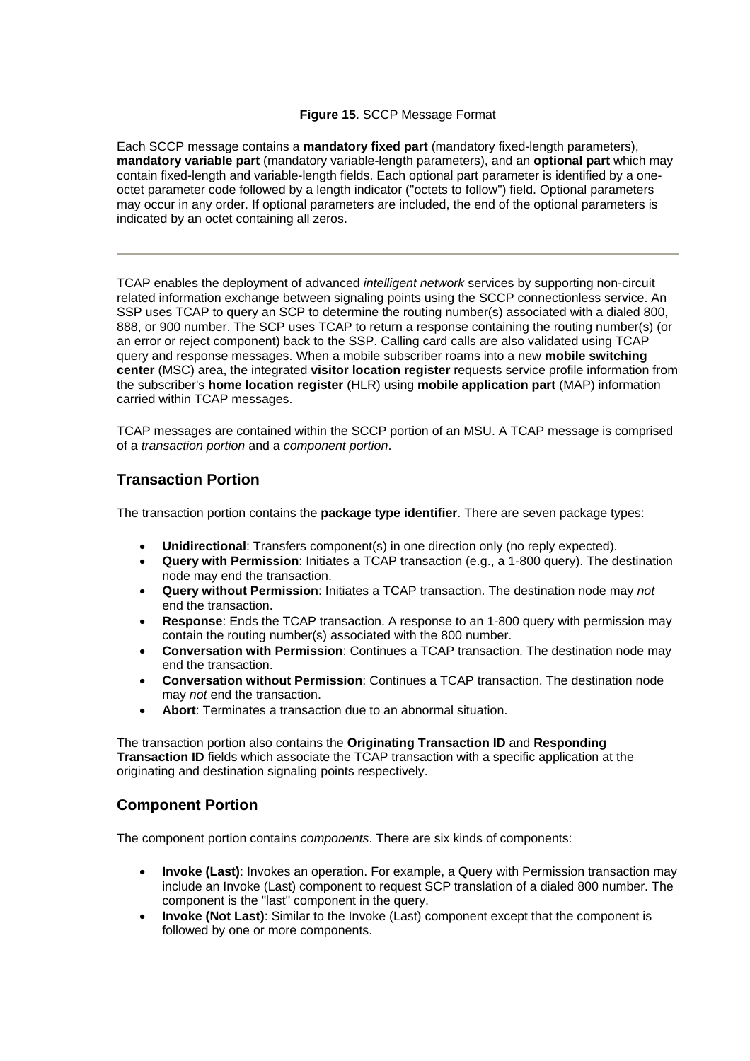**Figure 15**. SCCP Message Format

Each SCCP message contains a **mandatory fixed part** (mandatory fixed-length parameters), **mandatory variable part** (mandatory variable-length parameters), and an **optional part** which may contain fixed-length and variable-length fields. Each optional part parameter is identified by a one-octet parameter code followed by a length indicator ("octets to follow") field. Optional parameters may occur in any order. If optional parameters are included, the end of the optional parameters is indicated by an octet containing all zeros.

---

TCAP enables the deployment of advanced *intelligent network* services by supporting non-circuit related information exchange between signaling points using the SCCP connectionless service. An SSP uses TCAP to query an SCP to determine the routing number(s) associated with a dialed 800, 888, or 900 number. The SCP uses TCAP to return a response containing the routing number(s) (or an error or reject component) back to the SSP. Calling card calls are also validated using TCAP query and response messages. When a mobile subscriber roams into a new **mobile switching center** (MSC) area, the integrated **visitor location register** requests service profile information from the subscriber's **home location register** (HLR) using **mobile application part** (MAP) information carried within TCAP messages.

TCAP messages are contained within the SCCP portion of an MSU. A TCAP message is comprised of a *transaction portion* and a *component portion*.

## Transaction Portion

The transaction portion contains the **package type identifier**. There are seven package types:

- **Unidirectional**: Transfers component(s) in one direction only (no reply expected).
- **Query with Permission**: Initiates a TCAP transaction (e.g., a 1-800 query). The destination node may end the transaction.
- **Query without Permission**: Initiates a TCAP transaction. The destination node may *not* end the transaction.
- **Response**: Ends the TCAP transaction. A response to an 1-800 query with permission may contain the routing number(s) associated with the 800 number.
- **Conversation with Permission**: Continues a TCAP transaction. The destination node may end the transaction.
- **Conversation without Permission**: Continues a TCAP transaction. The destination node may *not* end the transaction.
- **Abort**: Terminates a transaction due to an abnormal situation.

The transaction portion also contains the **Originating Transaction ID** and **Responding Transaction ID** fields which associate the TCAP transaction with a specific application at the originating and destination signaling points respectively.

## Component Portion

The component portion contains *components*. There are six kinds of components:

- **Invoke (Last)**: Invokes an operation. For example, a Query with Permission transaction may include an Invoke (Last) component to request SCP translation of a dialed 800 number. The component is the "last" component in the query.
- **Invoke (Not Last)**: Similar to the Invoke (Last) component except that the component is followed by one or more components.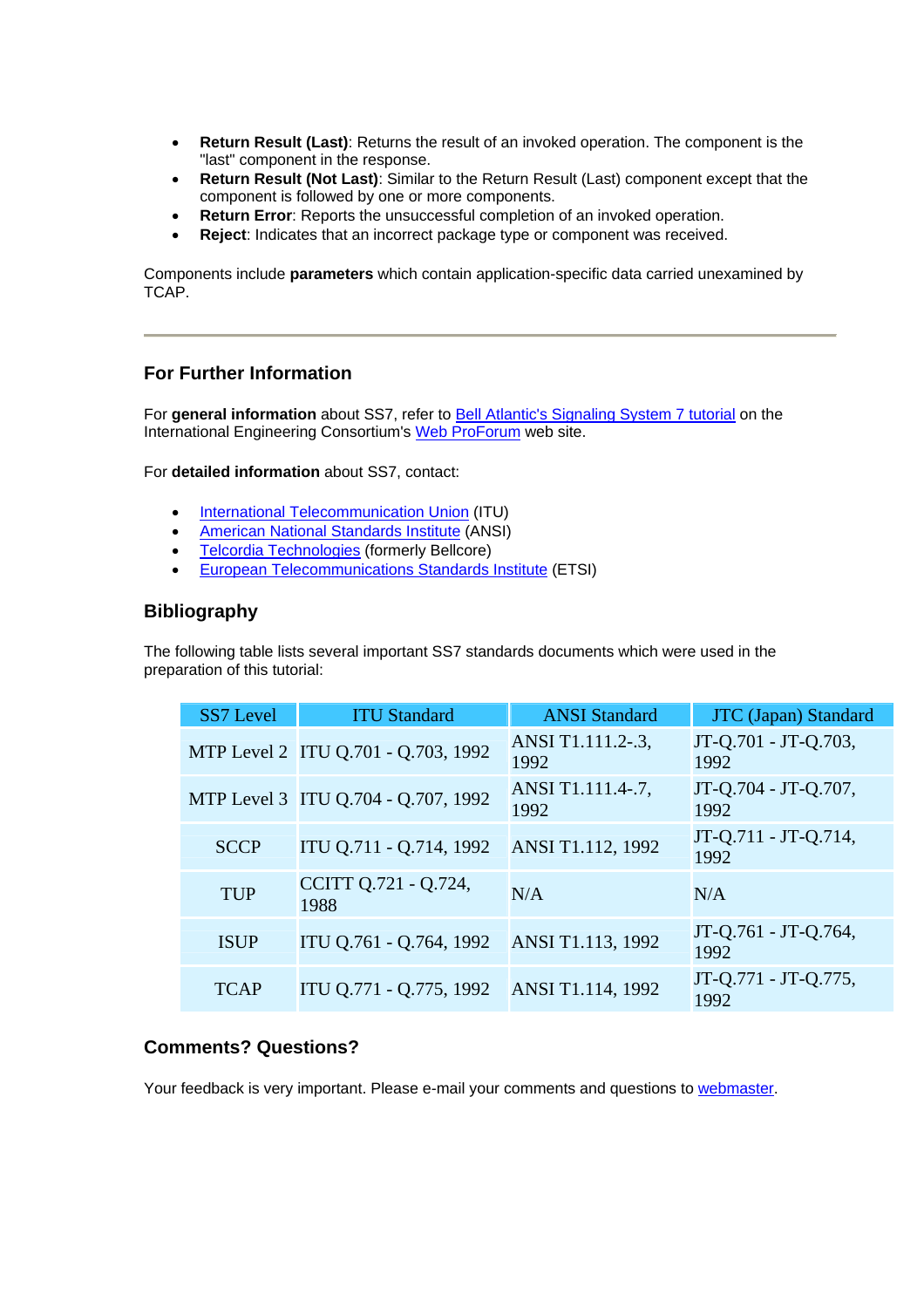- **Return Result (Last)**: Returns the result of an invoked operation. The component is the "last" component in the response.
- **Return Result (Not Last)**: Similar to the Return Result (Last) component except that the component is followed by one or more components.
- **Return Error**: Reports the unsuccessful completion of an invoked operation.
- **Reject**: Indicates that an incorrect package type or component was received.

Components include **parameters** which contain application-specific data carried unexamined by TCAP.

---

## For Further Information

For **general information** about SS7, refer to Bell Atlantic's Signaling System 7 tutorial on the International Engineering Consortium's Web ProForum web site.

For **detailed information** about SS7, contact:

- International Telecommunication Union (ITU)
- American National Standards Institute (ANSI)
- Telcordia Technologies (formerly Bellcore)
- European Telecommunications Standards Institute (ETSI)

## Bibliography

The following table lists several important SS7 standards documents which were used in the preparation of this tutorial:

| SS7 Level | ITU Standard | ANSI Standard | JTC (Japan) Standard |
|---|---|---|---|
| MTP Level 2 | ITU Q.701 - Q.703, 1992 | ANSI T1.111.2-.3, 1992 | JT-Q.701 - JT-Q.703, 1992 |
| MTP Level 3 | ITU Q.704 - Q.707, 1992 | ANSI T1.111.4-.7, 1992 | JT-Q.704 - JT-Q.707, 1992 |
| SCCP | ITU Q.711 - Q.714, 1992 | ANSI T1.112, 1992 | JT-Q.711 - JT-Q.714, 1992 |
| TUP | CCITT Q.721 - Q.724, 1988 | N/A | N/A |
| ISUP | ITU Q.761 - Q.764, 1992 | ANSI T1.113, 1992 | JT-Q.761 - JT-Q.764, 1992 |
| TCAP | ITU Q.771 - Q.775, 1992 | ANSI T1.114, 1992 | JT-Q.771 - JT-Q.775, 1992 |

## Comments? Questions?

Your feedback is very important. Please e-mail your comments and questions to webmaster.